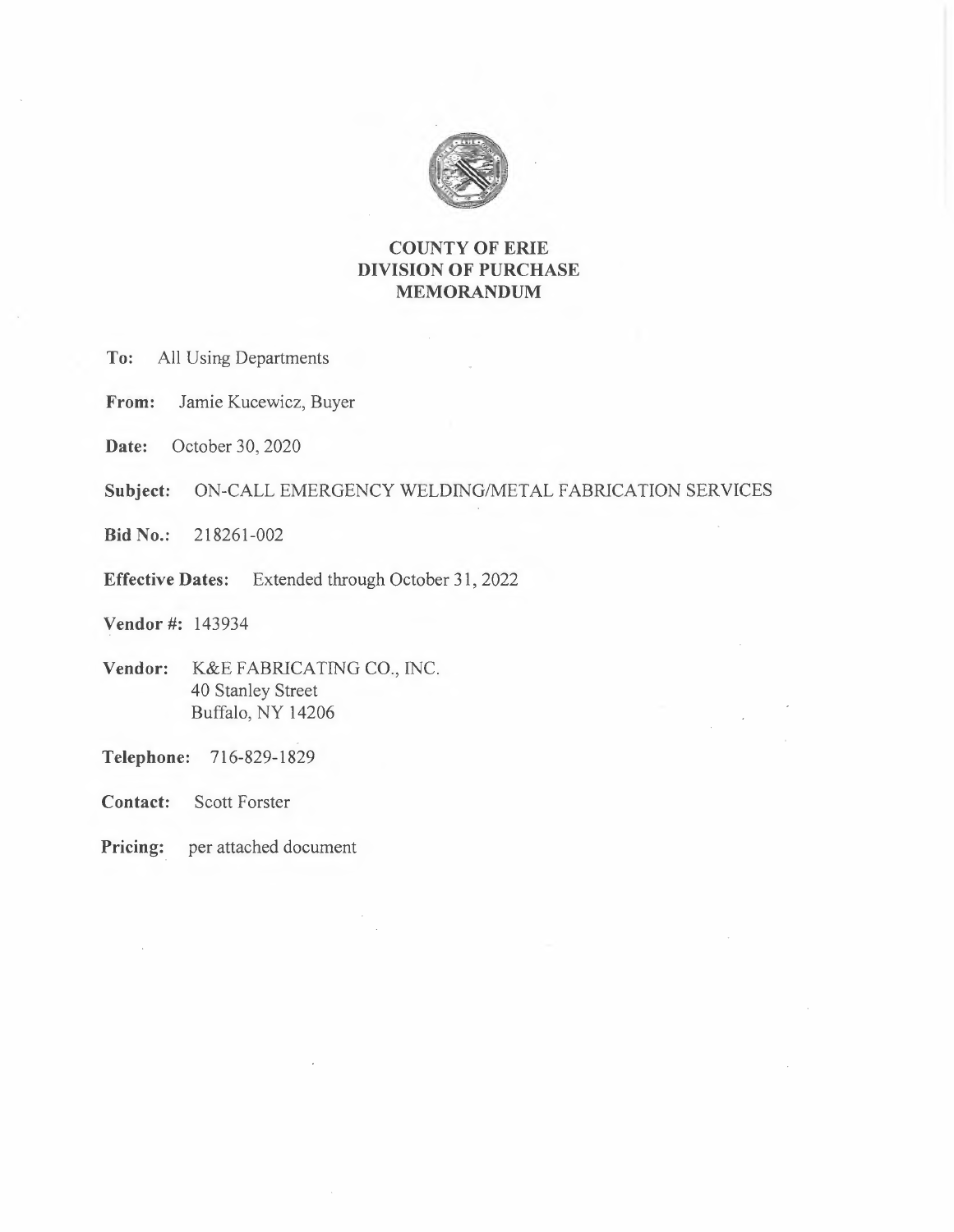# COUNTY OF ERIE
# DIVISION OF PURCHASE
# MEMORANDUM

**To:** All Using Departments

**From:** Jamie Kucewicz, Buyer

**Date:** October 30, 2020

**Subject:** ON-CALL EMERGENCY WELDING/METAL FABRICATION SERVICES

**Bid No.:** 218261-002

**Effective Dates:** Extended through October 31, 2022

**Vendor #:** 143934

**Vendor:** K&E FABRICATING CO., INC.
40 Stanley Street
Buffalo, NY 14206

**Telephone:** 716-829-1829

**Contact:** Scott Forster

**Pricing:** per attached document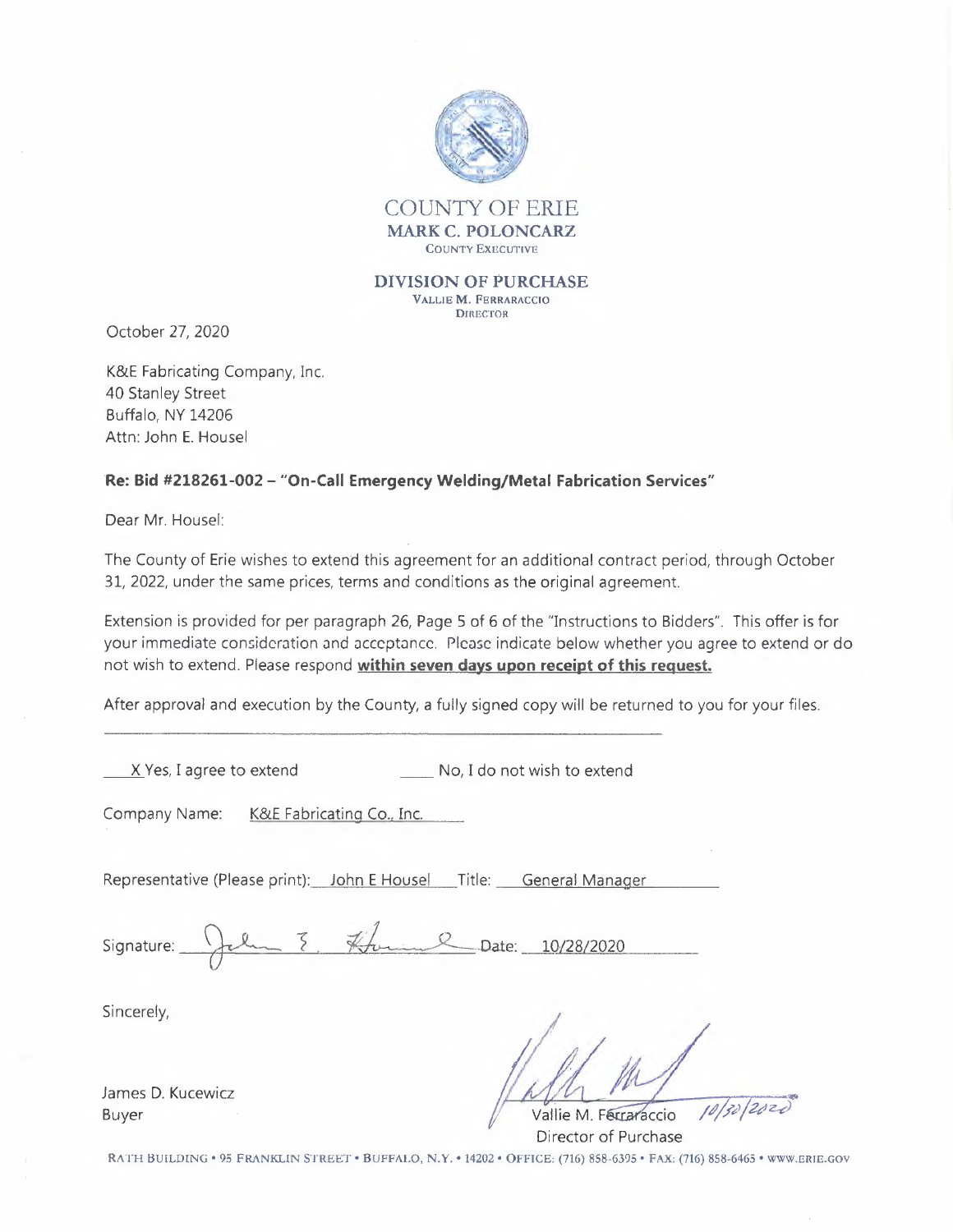# COUNTY OF ERIE

**MARK C. POLONCARZ**
COUNTY EXECUTIVE

**DIVISION OF PURCHASE**
VALLIE M. FERRARACCIO
DIRECTOR

October 27, 2020

K&E Fabricating Company, Inc.
40 Stanley Street
Buffalo, NY 14206
Attn: John E. Housel

**Re: Bid #218261-002 – "On-Call Emergency Welding/Metal Fabrication Services"**

Dear Mr. Housel:

The County of Erie wishes to extend this agreement for an additional contract period, through October 31, 2022, under the same prices, terms and conditions as the original agreement.

Extension is provided for per paragraph 26, Page 5 of 6 of the "Instructions to Bidders". This offer is for your immediate consideration and acceptance. Please indicate below whether you agree to extend or do not wish to extend. Please respond **within seven days upon receipt of this request.**

After approval and execution by the County, a fully signed copy will be returned to you for your files.

---

X Yes, I agree to extend ____ No, I do not wish to extend

Company Name: K&E Fabricating Co., Inc.

Representative (Please print): John E Housel Title: General Manager

Signature: John E. Housel Date: 10/28/2020

Sincerely,

James D. Kucewicz
Buyer

Vallie M. Ferraraccio 10/30/2020
Director of Purchase

RATH BUILDING • 95 FRANKLIN STREET • BUFFALO, N.Y. • 14202 • OFFICE: (716) 858-6395 • FAX: (716) 858-6465 • WWW.ERIE.GOV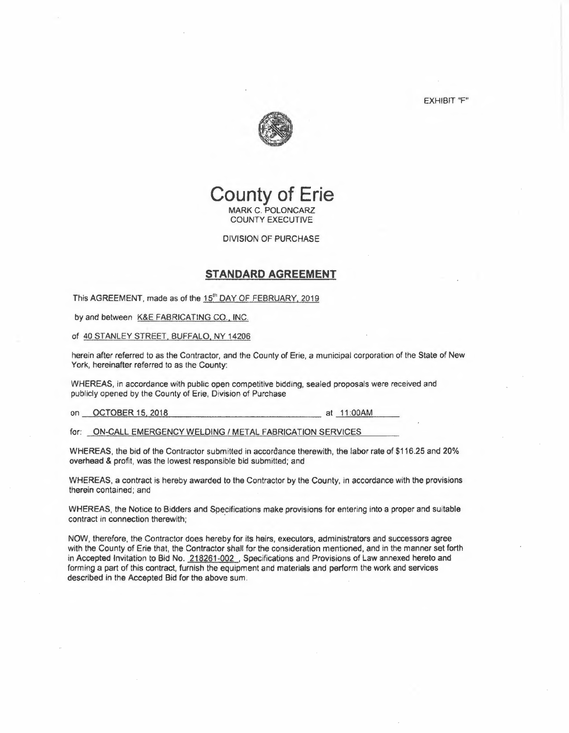EXHIBIT "F"

# County of Erie

MARK C. POLONCARZ
COUNTY EXECUTIVE

DIVISION OF PURCHASE

## STANDARD AGREEMENT

This AGREEMENT, made as of the 15th DAY OF FEBRUARY, 2019

by and between K&E FABRICATING CO., INC.

of 40 STANLEY STREET, BUFFALO, NY 14206

herein after referred to as the Contractor, and the County of Erie, a municipal corporation of the State of New York, hereinafter referred to as the County:

WHEREAS, in accordance with public open competitive bidding, sealed proposals were received and publicly opened by the County of Erie, Division of Purchase

on OCTOBER 15, 2018 at 11:00AM

for: ON-CALL EMERGENCY WELDING / METAL FABRICATION SERVICES

WHEREAS, the bid of the Contractor submitted in accordance therewith, the labor rate of $116.25 and 20% overhead & profit, was the lowest responsible bid submitted; and

WHEREAS, a contract is hereby awarded to the Contractor by the County, in accordance with the provisions therein contained; and

WHEREAS, the Notice to Bidders and Specifications make provisions for entering into a proper and suitable contract in connection therewith;

NOW, therefore, the Contractor does hereby for its heirs, executors, administrators and successors agree with the County of Erie that, the Contractor shall for the consideration mentioned, and in the manner set forth in Accepted Invitation to Bid No. 218261-002 , Specifications and Provisions of Law annexed hereto and forming a part of this contract, furnish the equipment and materials and perform the work and services described in the Accepted Bid for the above sum.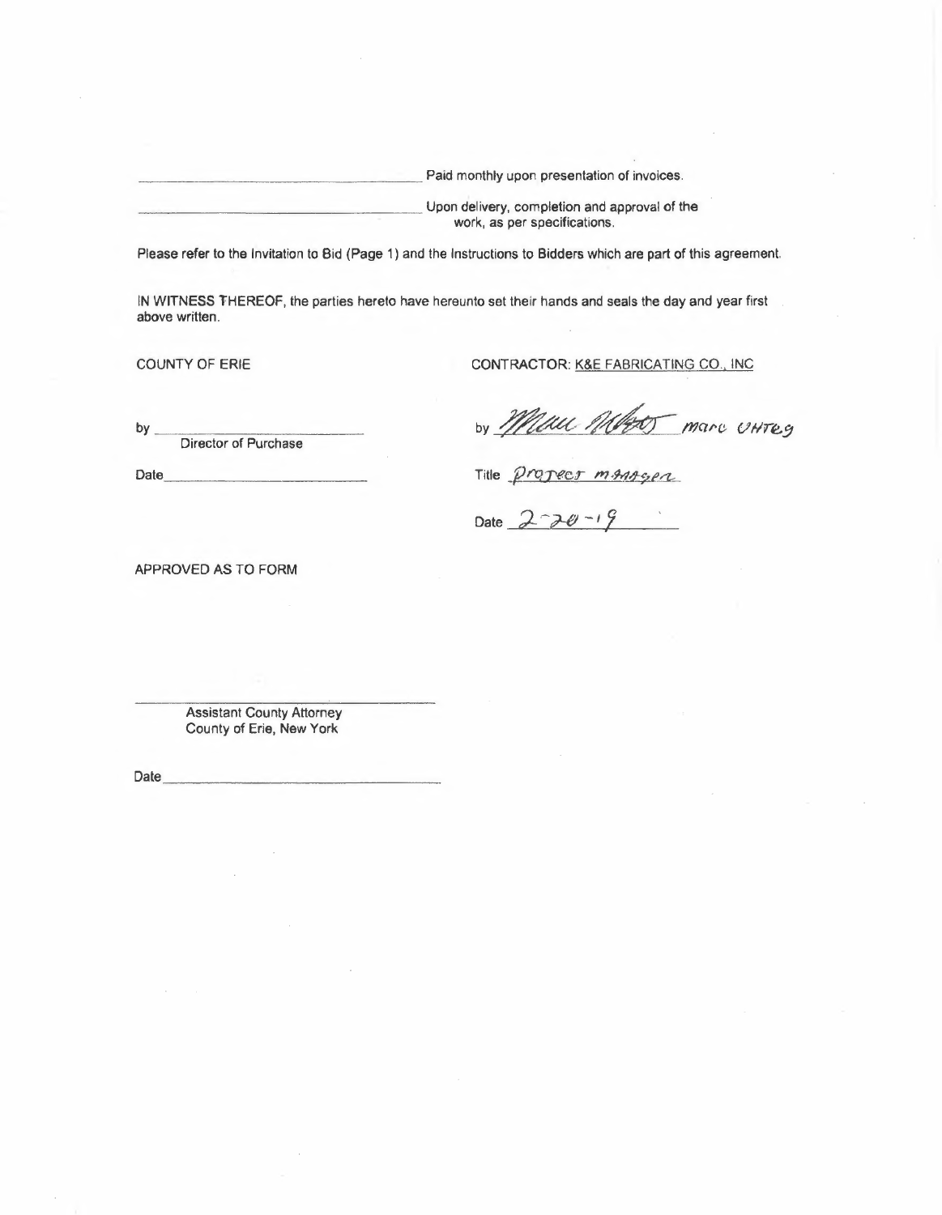\_\_\_\_\_\_\_\_\_\_\_\_\_\_\_\_\_\_\_\_\_\_\_\_\_\_\_\_\_\_ Paid monthly upon presentation of invoices.

\_\_\_\_\_\_\_\_\_\_\_\_\_\_\_\_\_\_\_\_\_\_\_\_\_\_\_\_\_\_ Upon delivery, completion and approval of the work, as per specifications.

Please refer to the Invitation to Bid (Page 1) and the Instructions to Bidders which are part of this agreement.

IN WITNESS THEREOF, the parties hereto have hereunto set their hands and seals the day and year first above written.

COUNTY OF ERIE

by \_\_\_\_\_\_\_\_\_\_\_\_\_\_\_\_\_\_\_\_\_\_\_\_\_\_\_\_
Director of Purchase

Date \_\_\_\_\_\_\_\_\_\_\_\_\_\_\_\_\_\_\_\_\_\_\_\_\_\_\_\_

CONTRACTOR: K&E FABRICATING CO., INC

by *[signature]* Marc Uhteg

Title Project manager

Date 2-20-19

APPROVED AS TO FORM

\_\_\_\_\_\_\_\_\_\_\_\_\_\_\_\_\_\_\_\_\_\_\_\_\_\_\_\_
Assistant County Attorney
County of Erie, New York

Date \_\_\_\_\_\_\_\_\_\_\_\_\_\_\_\_\_\_\_\_\_\_\_\_\_\_\_\_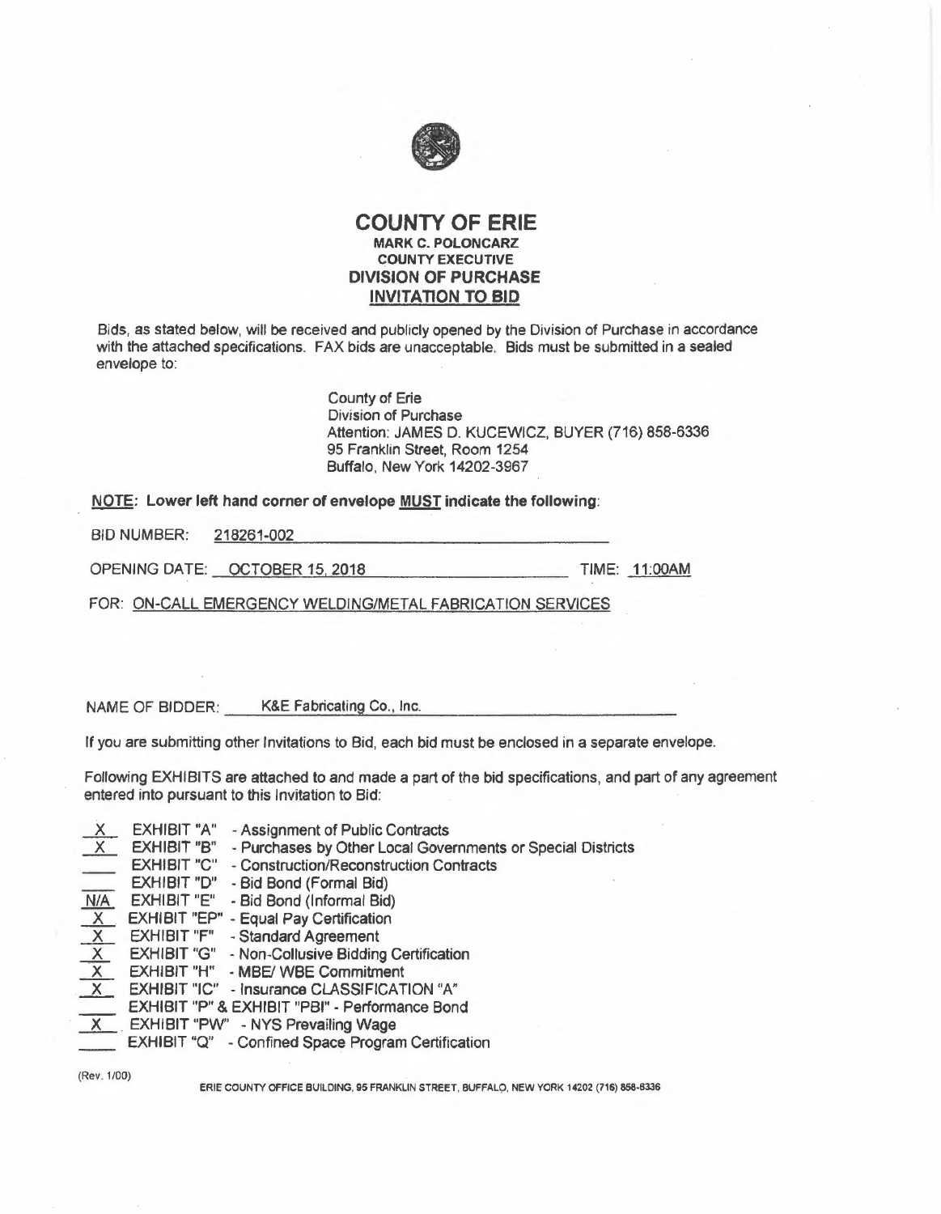# COUNTY OF ERIE

**MARK C. POLONCARZ**
**COUNTY EXECUTIVE**

**DIVISION OF PURCHASE**

**INVITATION TO BID**

Bids, as stated below, will be received and publicly opened by the Division of Purchase in accordance with the attached specifications. FAX bids are unacceptable. Bids must be submitted in a sealed envelope to:

County of Erie
Division of Purchase
Attention: JAMES D. KUCEWICZ, BUYER (716) 858-6336
95 Franklin Street, Room 1254
Buffalo, New York 14202-3967

**NOTE: Lower left hand corner of envelope MUST indicate the following:**

BID NUMBER: 218261-002

OPENING DATE: OCTOBER 15, 2018 TIME: 11:00AM

FOR: ON-CALL EMERGENCY WELDING/METAL FABRICATION SERVICES

NAME OF BIDDER: K&E Fabricating Co., Inc.

If you are submitting other Invitations to Bid, each bid must be enclosed in a separate envelope.

Following EXHIBITS are attached to and made a part of the bid specifications, and part of any agreement entered into pursuant to this Invitation to Bid:

| | | |
|---|---|---|
| X | EXHIBIT "A" | - Assignment of Public Contracts |
| X | EXHIBIT "B" | - Purchases by Other Local Governments or Special Districts |
| ___ | EXHIBIT "C" | - Construction/Reconstruction Contracts |
| ___ | EXHIBIT "D" | - Bid Bond (Formal Bid) |
| N/A | EXHIBIT "E" | - Bid Bond (Informal Bid) |
| X | EXHIBIT "EP" | - Equal Pay Certification |
| X | EXHIBIT "F" | - Standard Agreement |
| X | EXHIBIT "G" | - Non-Collusive Bidding Certification |
| X | EXHIBIT "H" | - MBE/ WBE Commitment |
| X | EXHIBIT "IC" | - Insurance CLASSIFICATION "A" |
| ___ | EXHIBIT "P" & EXHIBIT "PBI" | - Performance Bond |
| X | EXHIBIT "PW" | - NYS Prevailing Wage |
| ___ | EXHIBIT "Q" | - Confined Space Program Certification |

(Rev. 1/00)

ERIE COUNTY OFFICE BUILDING, 95 FRANKLIN STREET, BUFFALO, NEW YORK 14202 (716) 858-6336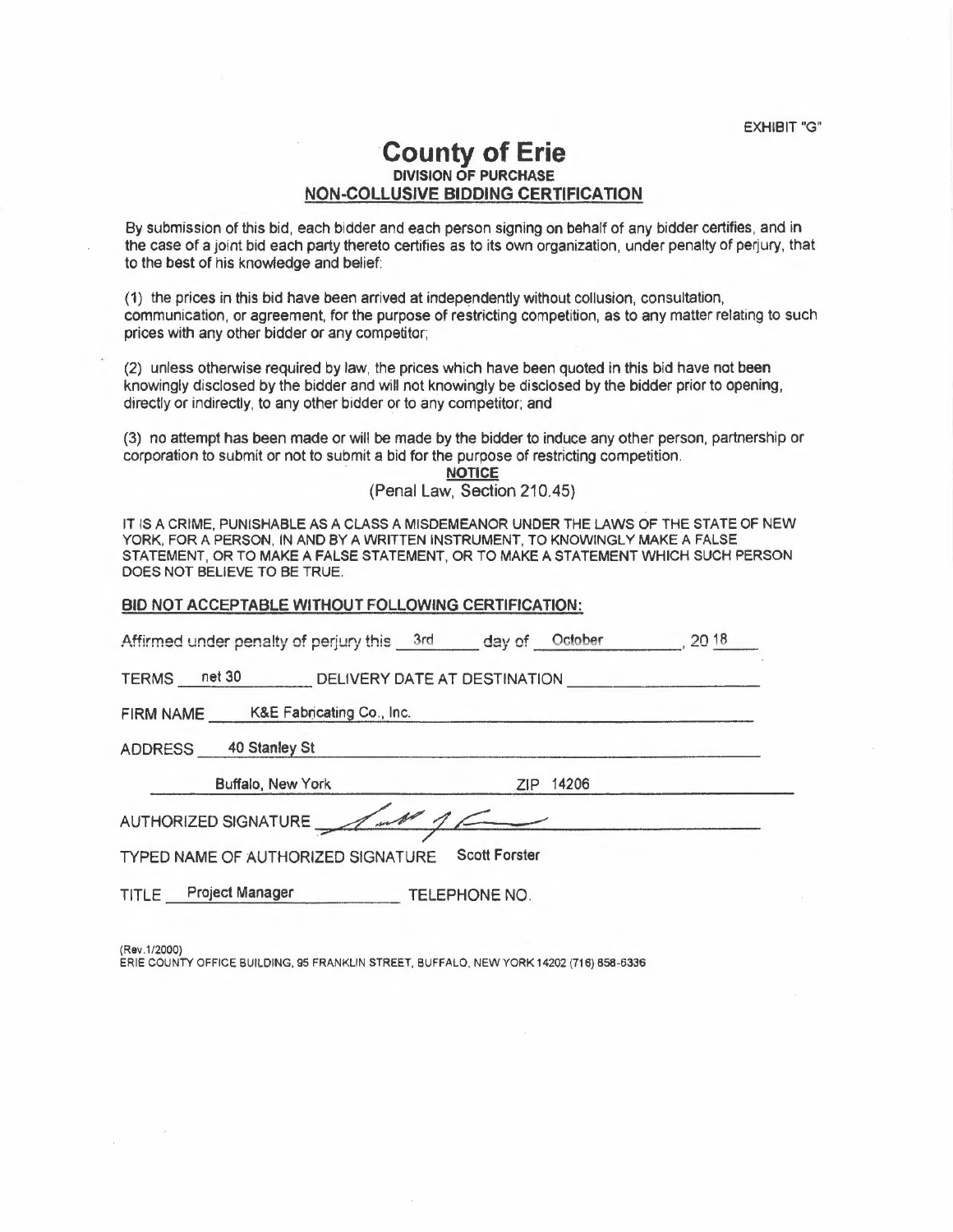EXHIBIT "G"

# County of Erie

## DIVISION OF PURCHASE

## NON-COLLUSIVE BIDDING CERTIFICATION

By submission of this bid, each bidder and each person signing on behalf of any bidder certifies, and in the case of a joint bid each party thereto certifies as to its own organization, under penalty of perjury, that to the best of his knowledge and belief:

(1) the prices in this bid have been arrived at independently without collusion, consultation, communication, or agreement, for the purpose of restricting competition, as to any matter relating to such prices with any other bidder or any competitor;

(2) unless otherwise required by law, the prices which have been quoted in this bid have not been knowingly disclosed by the bidder and will not knowingly be disclosed by the bidder prior to opening, directly or indirectly, to any other bidder or to any competitor; and

(3) no attempt has been made or will be made by the bidder to induce any other person, partnership or corporation to submit or not to submit a bid for the purpose of restricting competition.

**NOTICE**

(Penal Law, Section 210.45)

IT IS A CRIME, PUNISHABLE AS A CLASS A MISDEMEANOR UNDER THE LAWS OF THE STATE OF NEW YORK, FOR A PERSON, IN AND BY A WRITTEN INSTRUMENT, TO KNOWINGLY MAKE A FALSE STATEMENT, OR TO MAKE A FALSE STATEMENT, OR TO MAKE A STATEMENT WHICH SUCH PERSON DOES NOT BELIEVE TO BE TRUE.

**BID NOT ACCEPTABLE WITHOUT FOLLOWING CERTIFICATION:**

Affirmed under penalty of perjury this 3rd day of October, 20 18

TERMS net 30 DELIVERY DATE AT DESTINATION ____________

FIRM NAME K&E Fabricating Co., Inc.

ADDRESS 40 Stanley St

Buffalo, New York ZIP 14206

AUTHORIZED SIGNATURE [signature]

TYPED NAME OF AUTHORIZED SIGNATURE Scott Forster

TITLE Project Manager TELEPHONE NO.

(Rev.1/2000)
ERIE COUNTY OFFICE BUILDING, 95 FRANKLIN STREET, BUFFALO, NEW YORK 14202 (716) 858-6336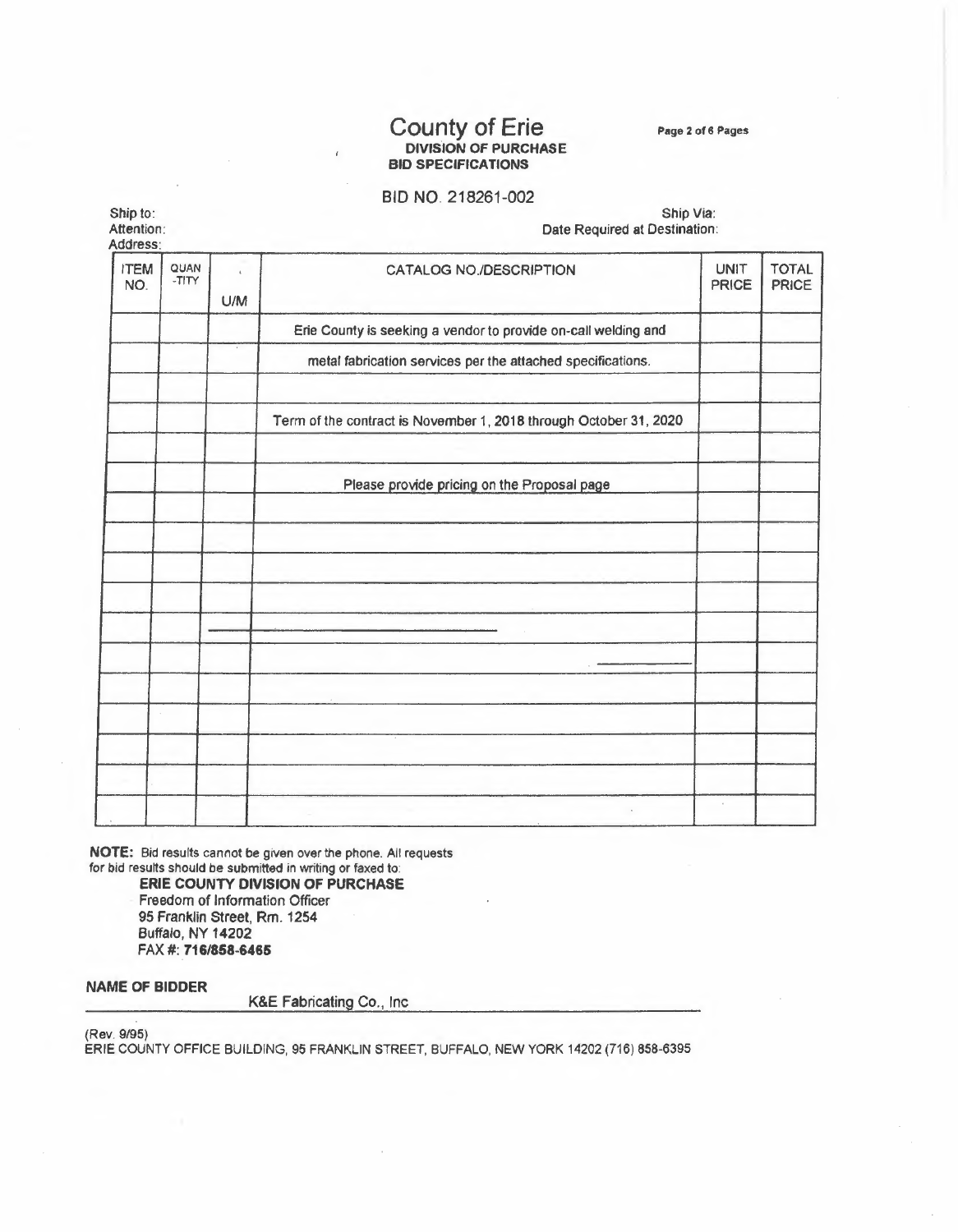# County of Erie

**DIVISION OF PURCHASE**
**BID SPECIFICATIONS**

BID NO. 218261-002

Ship to:
Attention:
Address:

Ship Via:
Date Required at Destination:

| ITEM NO. | QUAN-TITY | U/M | CATALOG NO./DESCRIPTION | UNIT PRICE | TOTAL PRICE |
|---|---|---|---|---|---|
| | | | Erie County is seeking a vendor to provide on-call welding and | | |
| | | | metal fabrication services per the attached specifications. | | |
| | | | | | |
| | | | Term of the contract is November 1, 2018 through October 31, 2020 | | |
| | | | | | |
| | | | Please provide pricing on the Proposal page | | |
| | | | | | |
| | | | | | |
| | | | | | |
| | | | | | |
| | | | | | |
| | | | | | |
| | | | | | |
| | | | | | |
| | | | | | |
| | | | | | |
| | | | | | |

**NOTE:** Bid results cannot be given over the phone. All requests for bid results should be submitted in writing or faxed to:

**ERIE COUNTY DIVISION OF PURCHASE**
Freedom of Information Officer
95 Franklin Street, Rm. 1254
Buffalo, NY 14202
FAX #: **716/858-6465**

**NAME OF BIDDER** K&E Fabricating Co., Inc

(Rev. 9/95)
ERIE COUNTY OFFICE BUILDING, 95 FRANKLIN STREET, BUFFALO, NEW YORK 14202 (716) 858-6395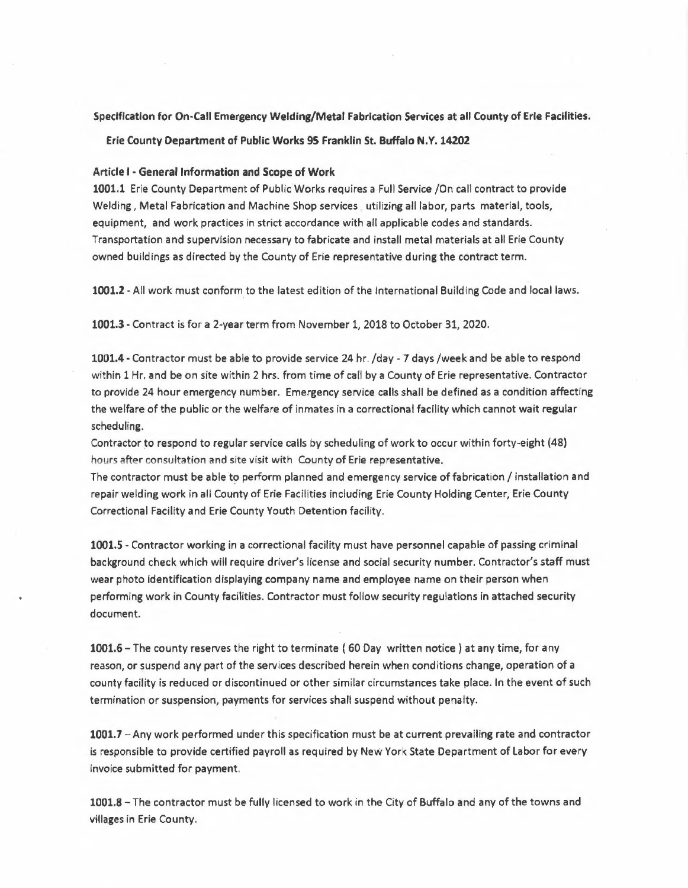**Specification for On-Call Emergency Welding/Metal Fabrication Services at all County of Erie Facilities.**

**Erie County Department of Public Works 95 Franklin St. Buffalo N.Y. 14202**

**Article I - General Information and Scope of Work**

**1001.1** Erie County Department of Public Works requires a Full Service /On call contract to provide Welding , Metal Fabrication and Machine Shop services utilizing all labor, parts material, tools, equipment, and work practices in strict accordance with all applicable codes and standards. Transportation and supervision necessary to fabricate and install metal materials at all Erie County owned buildings as directed by the County of Erie representative during the contract term.

**1001.2** - All work must conform to the latest edition of the International Building Code and local laws.

**1001.3** - Contract is for a 2-year term from November 1, 2018 to October 31, 2020.

**1001.4** - Contractor must be able to provide service 24 hr. /day - 7 days /week and be able to respond within 1 Hr. and be on site within 2 hrs. from time of call by a County of Erie representative. Contractor to provide 24 hour emergency number. Emergency service calls shall be defined as a condition affecting the welfare of the public or the welfare of inmates in a correctional facility which cannot wait regular scheduling.

Contractor to respond to regular service calls by scheduling of work to occur within forty-eight (48) hours after consultation and site visit with County of Erie representative.

The contractor must be able to perform planned and emergency service of fabrication / installation and repair welding work in all County of Erie Facilities including Erie County Holding Center, Erie County Correctional Facility and Erie County Youth Detention facility.

**1001.5** - Contractor working in a correctional facility must have personnel capable of passing criminal background check which will require driver's license and social security number. Contractor's staff must wear photo identification displaying company name and employee name on their person when performing work in County facilities. Contractor must follow security regulations in attached security document.

**1001.6** – The county reserves the right to terminate ( 60 Day written notice ) at any time, for any reason, or suspend any part of the services described herein when conditions change, operation of a county facility is reduced or discontinued or other similar circumstances take place. In the event of such termination or suspension, payments for services shall suspend without penalty.

**1001.7** – Any work performed under this specification must be at current prevailing rate and contractor is responsible to provide certified payroll as required by New York State Department of Labor for every invoice submitted for payment.

**1001.8** – The contractor must be fully licensed to work in the City of Buffalo and any of the towns and villages in Erie County.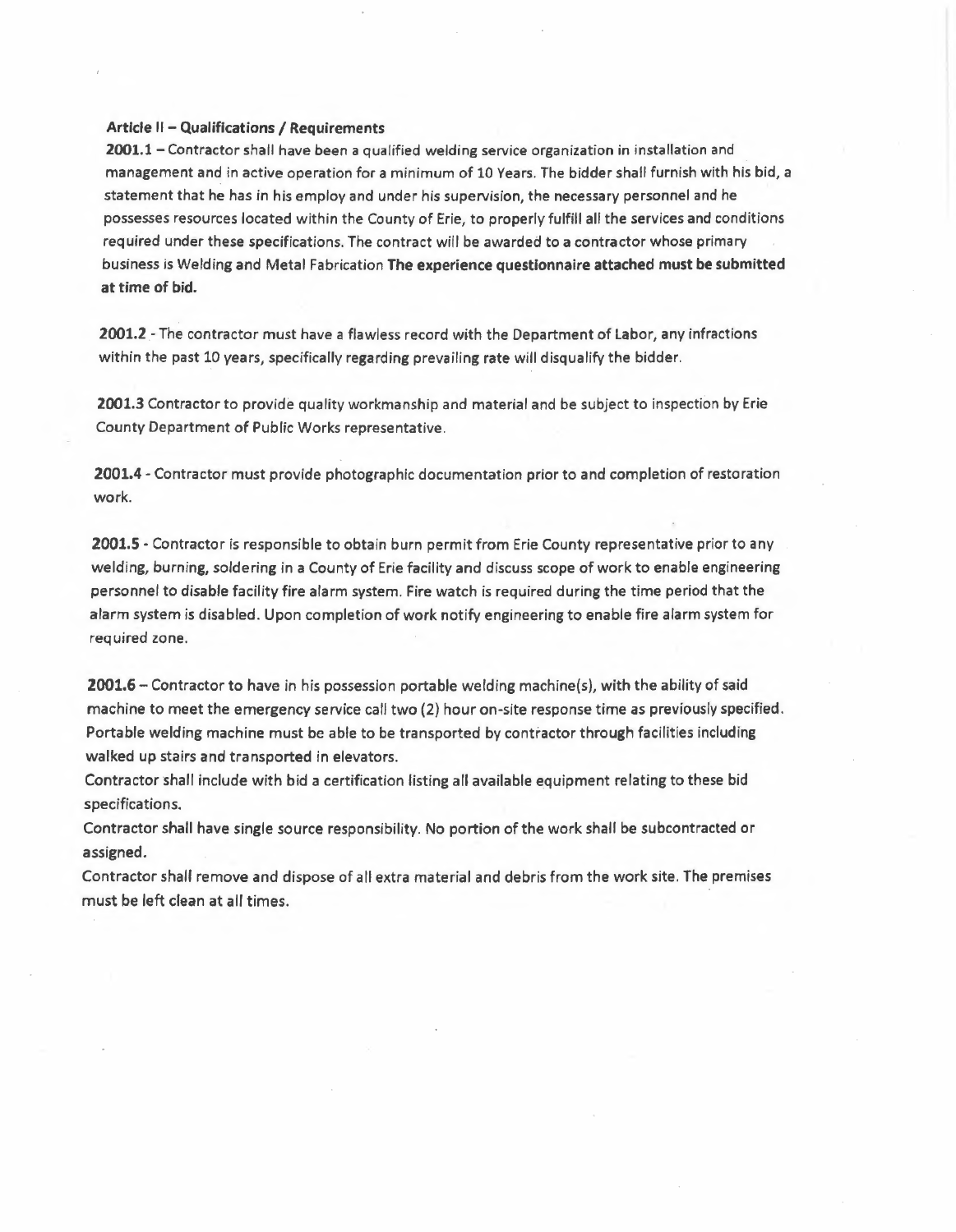**Article II – Qualifications / Requirements**

**2001.1** – Contractor shall have been a qualified welding service organization in installation and management and in active operation for a minimum of 10 Years. The bidder shall furnish with his bid, a statement that he has in his employ and under his supervision, the necessary personnel and he possesses resources located within the County of Erie, to properly fulfill all the services and conditions required under these specifications. The contract will be awarded to a contractor whose primary business is Welding and Metal Fabrication **The experience questionnaire attached must be submitted at time of bid.**

**2001.2** - The contractor must have a flawless record with the Department of Labor, any infractions within the past 10 years, specifically regarding prevailing rate will disqualify the bidder.

**2001.3** Contractor to provide quality workmanship and material and be subject to inspection by Erie County Department of Public Works representative.

**2001.4** - Contractor must provide photographic documentation prior to and completion of restoration work.

**2001.5** - Contractor is responsible to obtain burn permit from Erie County representative prior to any welding, burning, soldering in a County of Erie facility and discuss scope of work to enable engineering personnel to disable facility fire alarm system. Fire watch is required during the time period that the alarm system is disabled. Upon completion of work notify engineering to enable fire alarm system for required zone.

**2001.6** – Contractor to have in his possession portable welding machine(s), with the ability of said machine to meet the emergency service call two (2) hour on-site response time as previously specified. Portable welding machine must be able to be transported by contractor through facilities including walked up stairs and transported in elevators.

Contractor shall include with bid a certification listing all available equipment relating to these bid specifications.

Contractor shall have single source responsibility. No portion of the work shall be subcontracted or assigned.

Contractor shall remove and dispose of all extra material and debris from the work site. The premises must be left clean at all times.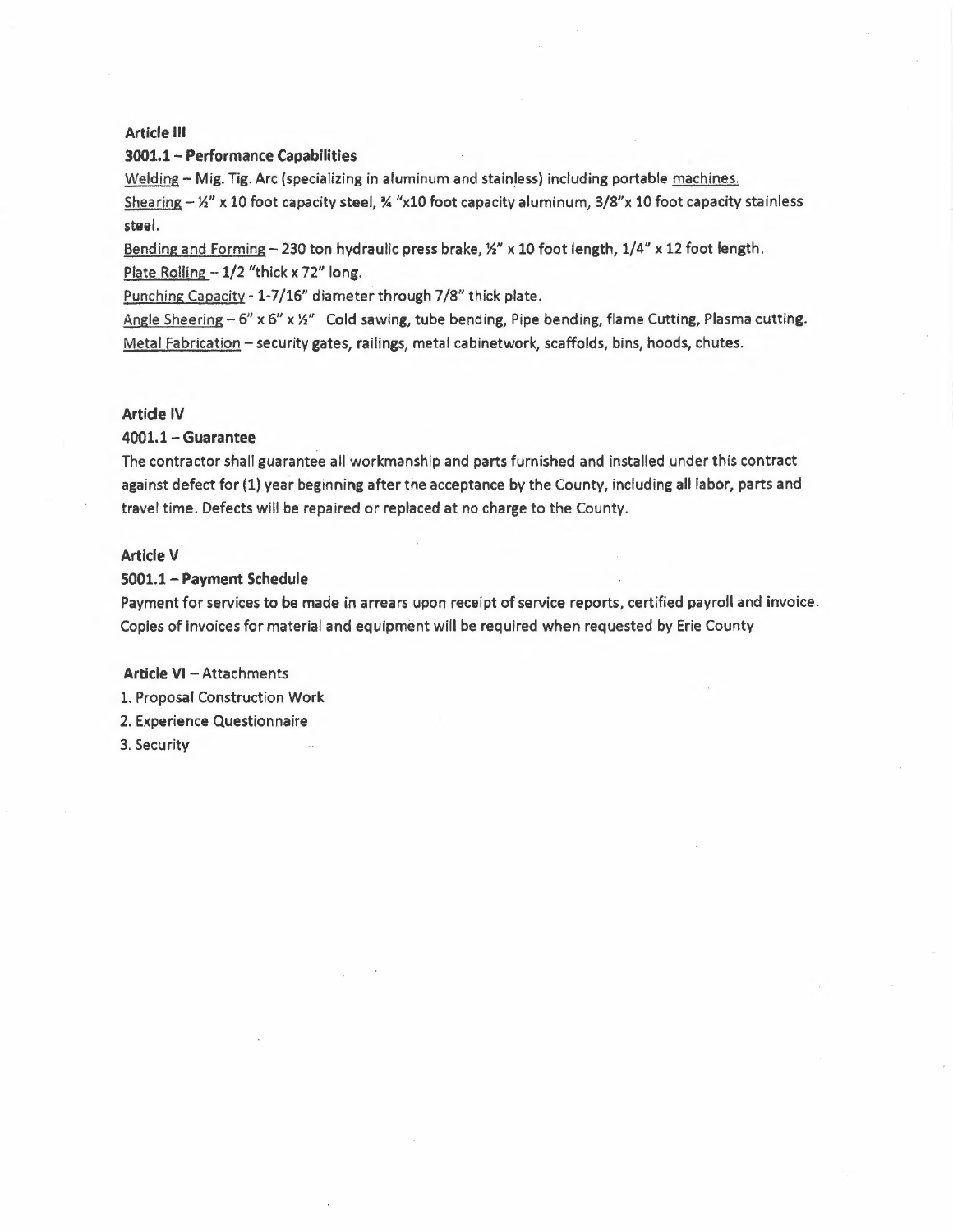**Article III**

**3001.1 – Performance Capabilities**

Welding – Mig. Tig. Arc (specializing in aluminum and stainless) including portable machines.

Shearing – ½" x 10 foot capacity steel, ¾ "x10 foot capacity aluminum, 3/8"x 10 foot capacity stainless steel.

Bending and Forming – 230 ton hydraulic press brake, ½" x 10 foot length, 1/4" x 12 foot length.

Plate Rolling – 1/2 "thick x 72" long.

Punching Capacity - 1-7/16" diameter through 7/8" thick plate.

Angle Sheering – 6" x 6" x ½" Cold sawing, tube bending, Pipe bending, flame Cutting, Plasma cutting.

Metal Fabrication – security gates, railings, metal cabinetwork, scaffolds, bins, hoods, chutes.

**Article IV**

**4001.1 – Guarantee**

The contractor shall guarantee all workmanship and parts furnished and installed under this contract against defect for (1) year beginning after the acceptance by the County, including all labor, parts and travel time. Defects will be repaired or replaced at no charge to the County.

**Article V**

**5001.1 – Payment Schedule**

Payment for services to be made in arrears upon receipt of service reports, certified payroll and invoice. Copies of invoices for material and equipment will be required when requested by Erie County

**Article VI** – Attachments

1. Proposal Construction Work
2. Experience Questionnaire
3. Security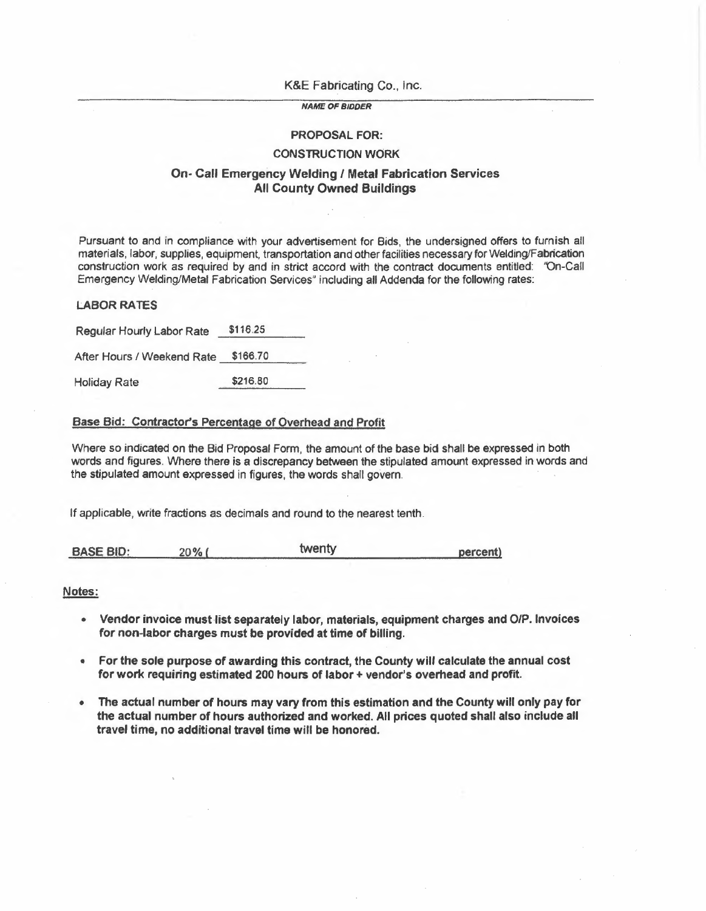K&E Fabricating Co., Inc.

***NAME OF BIDDER***

**PROPOSAL FOR:**

**CONSTRUCTION WORK**

**On- Call Emergency Welding / Metal Fabrication Services**
**All County Owned Buildings**

Pursuant to and in compliance with your advertisement for Bids, the undersigned offers to furnish all materials, labor, supplies, equipment, transportation and other facilities necessary for Welding/Fabrication construction work as required by and in strict accord with the contract documents entitled: "On-Call Emergency Welding/Metal Fabrication Services" including all Addenda for the following rates:

**LABOR RATES**

Regular Hourly Labor Rate $116.25

After Hours / Weekend Rate $166.70

Holiday Rate $216.80

**Base Bid: Contractor's Percentage of Overhead and Profit**

Where so indicated on the Bid Proposal Form, the amount of the base bid shall be expressed in both words and figures. Where there is a discrepancy between the stipulated amount expressed in words and the stipulated amount expressed in figures, the words shall govern.

If applicable, write fractions as decimals and round to the nearest tenth.

**BASE BID:** 20% ( twenty percent)

**Notes:**

- **Vendor invoice must list separately labor, materials, equipment charges and O/P. Invoices for non-labor charges must be provided at time of billing.**
- **For the sole purpose of awarding this contract, the County will calculate the annual cost for work requiring estimated 200 hours of labor + vendor's overhead and profit.**
- **The actual number of hours may vary from this estimation and the County will only pay for the actual number of hours authorized and worked. All prices quoted shall also include all travel time, no additional travel time will be honored.**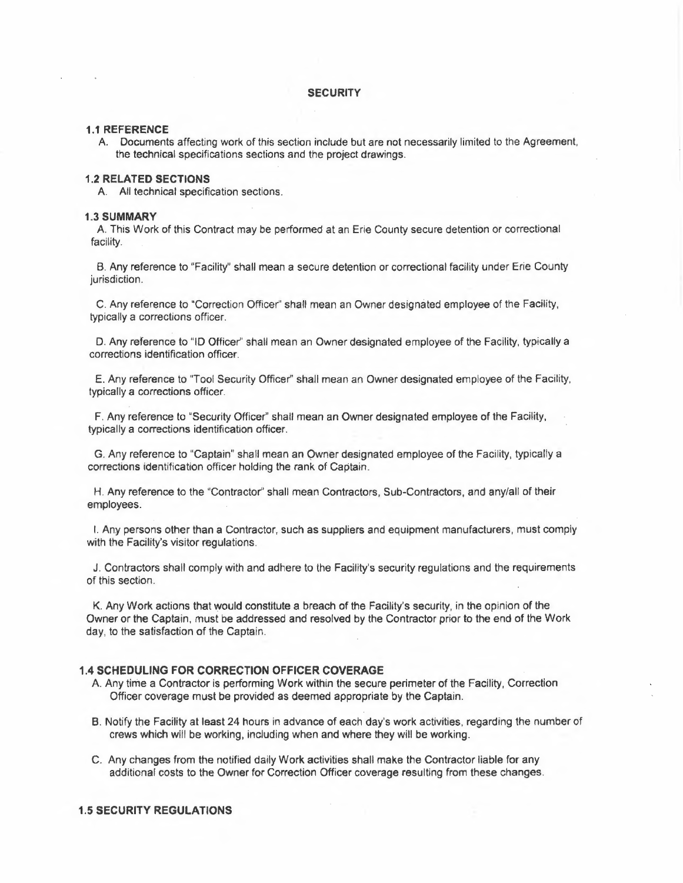# SECURITY

## 1.1 REFERENCE

A. Documents affecting work of this section include but are not necessarily limited to the Agreement, the technical specifications sections and the project drawings.

## 1.2 RELATED SECTIONS

A. All technical specification sections.

## 1.3 SUMMARY

A. This Work of this Contract may be performed at an Erie County secure detention or correctional facility.

B. Any reference to "Facility" shall mean a secure detention or correctional facility under Erie County jurisdiction.

C. Any reference to "Correction Officer" shall mean an Owner designated employee of the Facility, typically a corrections officer.

D. Any reference to "ID Officer" shall mean an Owner designated employee of the Facility, typically a corrections identification officer.

E. Any reference to "Tool Security Officer" shall mean an Owner designated employee of the Facility, typically a corrections officer.

F. Any reference to "Security Officer" shall mean an Owner designated employee of the Facility, typically a corrections identification officer.

G. Any reference to "Captain" shall mean an Owner designated employee of the Facility, typically a corrections identification officer holding the rank of Captain.

H. Any reference to the "Contractor" shall mean Contractors, Sub-Contractors, and any/all of their employees.

I. Any persons other than a Contractor, such as suppliers and equipment manufacturers, must comply with the Facility's visitor regulations.

J. Contractors shall comply with and adhere to the Facility's security regulations and the requirements of this section.

K. Any Work actions that would constitute a breach of the Facility's security, in the opinion of the Owner or the Captain, must be addressed and resolved by the Contractor prior to the end of the Work day, to the satisfaction of the Captain.

## 1.4 SCHEDULING FOR CORRECTION OFFICER COVERAGE

A. Any time a Contractor is performing Work within the secure perimeter of the Facility, Correction Officer coverage must be provided as deemed appropriate by the Captain.

B. Notify the Facility at least 24 hours in advance of each day's work activities, regarding the number of crews which will be working, including when and where they will be working.

C. Any changes from the notified daily Work activities shall make the Contractor liable for any additional costs to the Owner for Correction Officer coverage resulting from these changes.

## 1.5 SECURITY REGULATIONS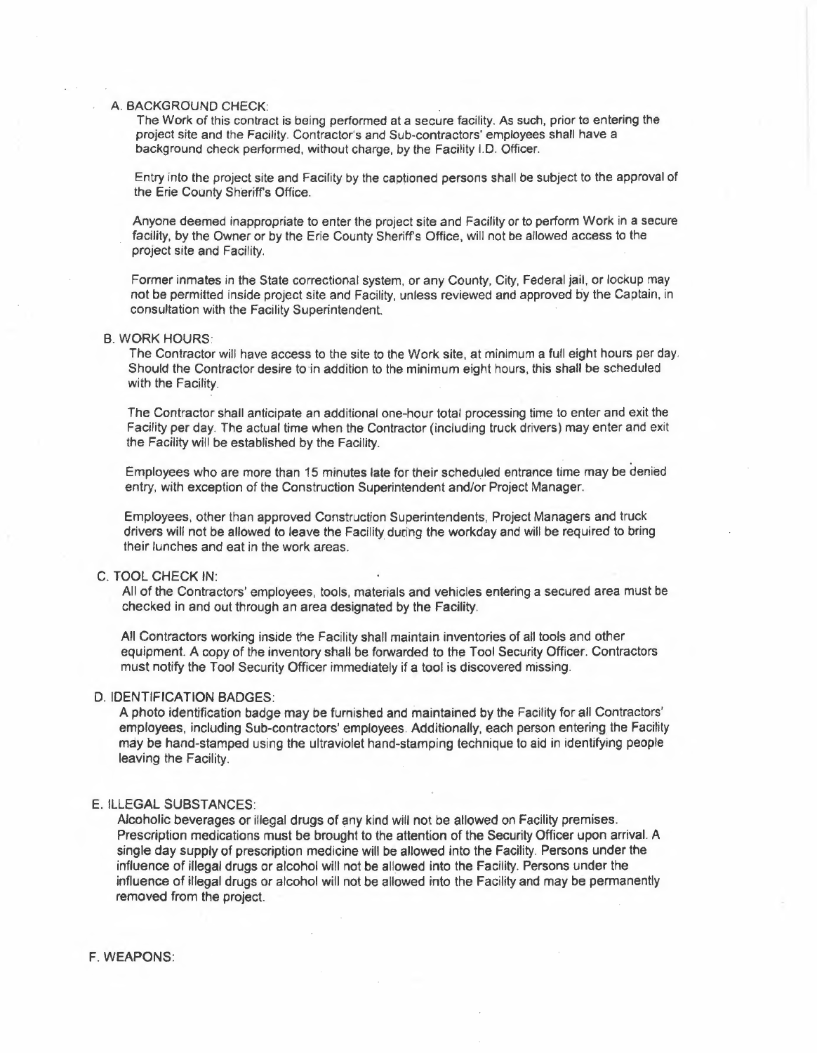A. BACKGROUND CHECK:

The Work of this contract is being performed at a secure facility. As such, prior to entering the project site and the Facility. Contractor's and Sub-contractors' employees shall have a background check performed, without charge, by the Facility I.D. Officer.

Entry into the project site and Facility by the captioned persons shall be subject to the approval of the Erie County Sheriff's Office.

Anyone deemed inappropriate to enter the project site and Facility or to perform Work in a secure facility, by the Owner or by the Erie County Sheriff's Office, will not be allowed access to the project site and Facility.

Former inmates in the State correctional system, or any County, City, Federal jail, or lockup may not be permitted inside project site and Facility, unless reviewed and approved by the Captain, in consultation with the Facility Superintendent.

B. WORK HOURS:

The Contractor will have access to the site to the Work site, at minimum a full eight hours per day. Should the Contractor desire to in addition to the minimum eight hours, this shall be scheduled with the Facility.

The Contractor shall anticipate an additional one-hour total processing time to enter and exit the Facility per day. The actual time when the Contractor (including truck drivers) may enter and exit the Facility will be established by the Facility.

Employees who are more than 15 minutes late for their scheduled entrance time may be denied entry, with exception of the Construction Superintendent and/or Project Manager.

Employees, other than approved Construction Superintendents, Project Managers and truck drivers will not be allowed to leave the Facility during the workday and will be required to bring their lunches and eat in the work areas.

C. TOOL CHECK IN:

All of the Contractors' employees, tools, materials and vehicles entering a secured area must be checked in and out through an area designated by the Facility.

All Contractors working inside the Facility shall maintain inventories of all tools and other equipment. A copy of the inventory shall be forwarded to the Tool Security Officer. Contractors must notify the Tool Security Officer immediately if a tool is discovered missing.

D. IDENTIFICATION BADGES:

A photo identification badge may be furnished and maintained by the Facility for all Contractors' employees, including Sub-contractors' employees. Additionally, each person entering the Facility may be hand-stamped using the ultraviolet hand-stamping technique to aid in identifying people leaving the Facility.

E. ILLEGAL SUBSTANCES:

Alcoholic beverages or illegal drugs of any kind will not be allowed on Facility premises. Prescription medications must be brought to the attention of the Security Officer upon arrival. A single day supply of prescription medicine will be allowed into the Facility. Persons under the influence of illegal drugs or alcohol will not be allowed into the Facility. Persons under the influence of illegal drugs or alcohol will not be allowed into the Facility and may be permanently removed from the project.

F. WEAPONS: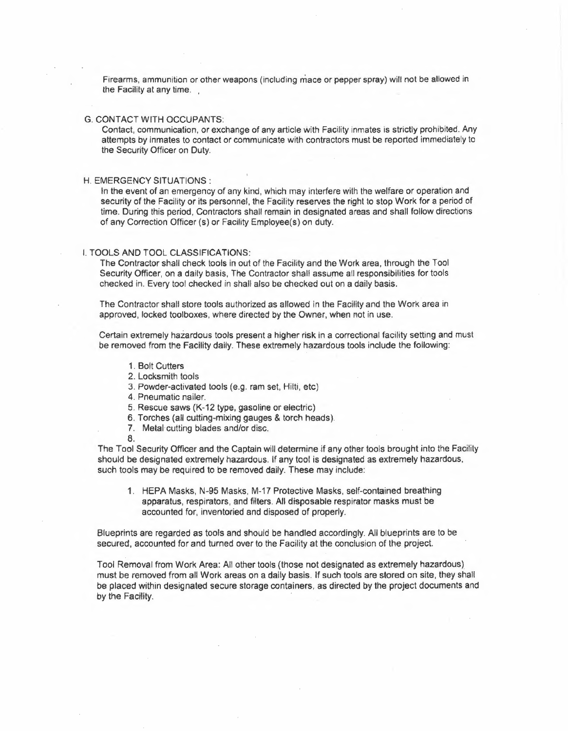Firearms, ammunition or other weapons (including mace or pepper spray) will not be allowed in the Facility at any time.

G. CONTACT WITH OCCUPANTS:

Contact, communication, or exchange of any article with Facility inmates is strictly prohibited. Any attempts by inmates to contact or communicate with contractors must be reported immediately to the Security Officer on Duty.

H. EMERGENCY SITUATIONS :

In the event of an emergency of any kind, which may interfere with the welfare or operation and security of the Facility or its personnel, the Facility reserves the right to stop Work for a period of time. During this period, Contractors shall remain in designated areas and shall follow directions of any Correction Officer (s) or Facility Employee(s) on duty.

I. TOOLS AND TOOL CLASSIFICATIONS:

The Contractor shall check tools in out of the Facility and the Work area, through the Tool Security Officer, on a daily basis, The Contractor shall assume all responsibilities for tools checked in. Every tool checked in shall also be checked out on a daily basis.

The Contractor shall store tools authorized as allowed in the Facility and the Work area in approved, locked toolboxes, where directed by the Owner, when not in use.

Certain extremely hazardous tools present a higher risk in a correctional facility setting and must be removed from the Facility daily. These extremely hazardous tools include the following:

1. Bolt Cutters
2. Locksmith tools
3. Powder-activated tools (e.g. ram set, Hilti, etc)
4. Pneumatic nailer.
5. Rescue saws (K-12 type, gasoline or electric)
6. Torches (all cutting-mixing gauges & torch heads).
7. Metal cutting blades and/or disc.
8.

The Tool Security Officer and the Captain will determine if any other tools brought into the Facility should be designated extremely hazardous. If any tool is designated as extremely hazardous, such tools may be required to be removed daily. These may include:

1. HEPA Masks, N-95 Masks, M-17 Protective Masks, self-contained breathing apparatus, respirators, and filters. All disposable respirator masks must be accounted for, inventoried and disposed of properly.

Blueprints are regarded as tools and should be handled accordingly. All blueprints are to be secured, accounted for and turned over to the Facility at the conclusion of the project.

Tool Removal from Work Area: All other tools (those not designated as extremely hazardous) must be removed from all Work areas on a daily basis. If such tools are stored on site, they shall be placed within designated secure storage containers, as directed by the project documents and by the Facility.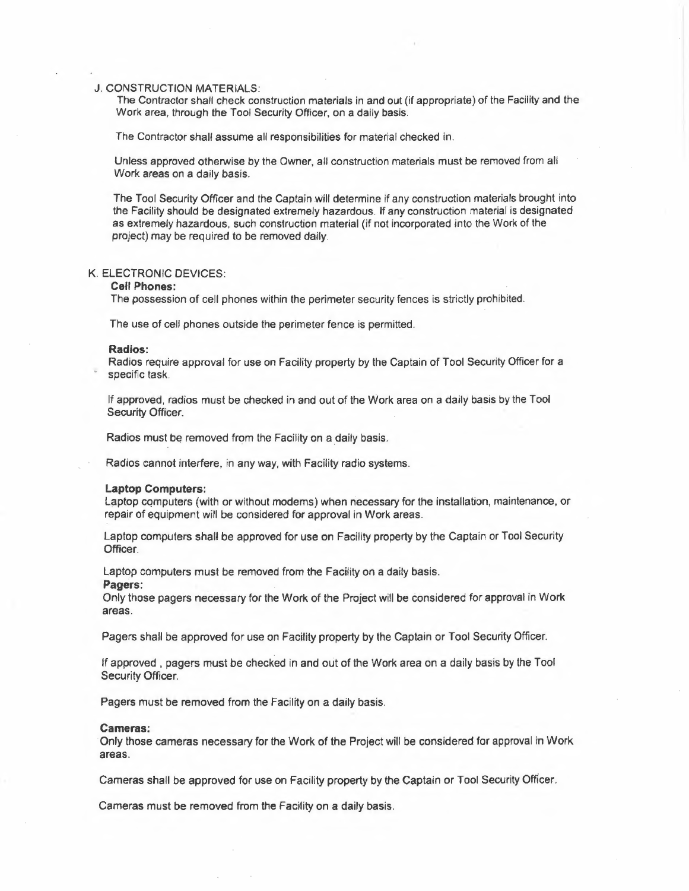J. CONSTRUCTION MATERIALS:

The Contractor shall check construction materials in and out (if appropriate) of the Facility and the Work area, through the Tool Security Officer, on a daily basis.

The Contractor shall assume all responsibilities for material checked in.

Unless approved otherwise by the Owner, all construction materials must be removed from all Work areas on a daily basis.

The Tool Security Officer and the Captain will determine if any construction materials brought into the Facility should be designated extremely hazardous. If any construction material is designated as extremely hazardous, such construction material (if not incorporated into the Work of the project) may be required to be removed daily.

K. ELECTRONIC DEVICES:

**Cell Phones:**

The possession of cell phones within the perimeter security fences is strictly prohibited.

The use of cell phones outside the perimeter fence is permitted.

**Radios:**

Radios require approval for use on Facility property by the Captain of Tool Security Officer for a specific task.

If approved, radios must be checked in and out of the Work area on a daily basis by the Tool Security Officer.

Radios must be removed from the Facility on a daily basis.

Radios cannot interfere, in any way, with Facility radio systems.

**Laptop Computers:**

Laptop computers (with or without modems) when necessary for the installation, maintenance, or repair of equipment will be considered for approval in Work areas.

Laptop computers shall be approved for use on Facility property by the Captain or Tool Security Officer.

Laptop computers must be removed from the Facility on a daily basis.

**Pagers:**

Only those pagers necessary for the Work of the Project will be considered for approval in Work areas.

Pagers shall be approved for use on Facility property by the Captain or Tool Security Officer.

If approved , pagers must be checked in and out of the Work area on a daily basis by the Tool Security Officer.

Pagers must be removed from the Facility on a daily basis.

**Cameras:**

Only those cameras necessary for the Work of the Project will be considered for approval in Work areas.

Cameras shall be approved for use on Facility property by the Captain or Tool Security Officer.

Cameras must be removed from the Facility on a daily basis.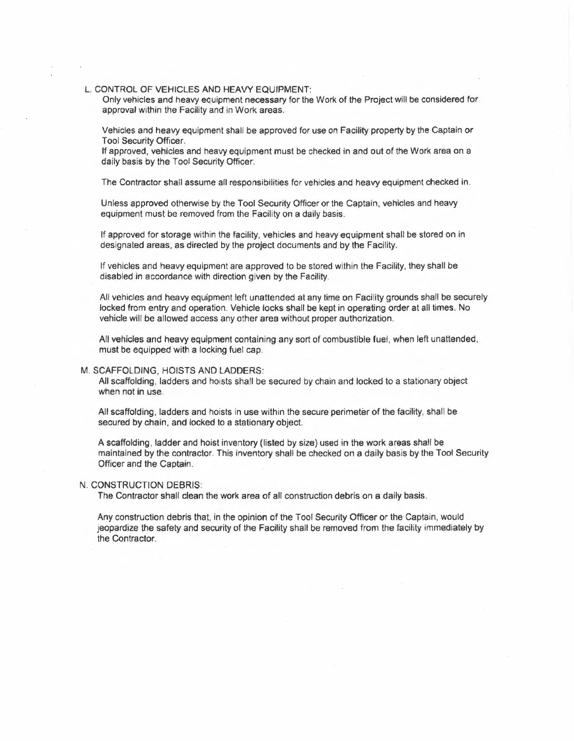L. CONTROL OF VEHICLES AND HEAVY EQUIPMENT:

Only vehicles and heavy equipment necessary for the Work of the Project will be considered for approval within the Facility and in Work areas.

Vehicles and heavy equipment shall be approved for use on Facility property by the Captain or Tool Security Officer.
If approved, vehicles and heavy equipment must be checked in and out of the Work area on a daily basis by the Tool Security Officer.

The Contractor shall assume all responsibilities for vehicles and heavy equipment checked in.

Unless approved otherwise by the Tool Security Officer or the Captain, vehicles and heavy equipment must be removed from the Facility on a daily basis.

If approved for storage within the facility, vehicles and heavy equipment shall be stored on in designated areas, as directed by the project documents and by the Facility.

If vehicles and heavy equipment are approved to be stored within the Facility, they shall be disabled in accordance with direction given by the Facility.

All vehicles and heavy equipment left unattended at any time on Facility grounds shall be securely locked from entry and operation. Vehicle locks shall be kept in operating order at all times. No vehicle will be allowed access any other area without proper authorization.

All vehicles and heavy equipment containing any sort of combustible fuel, when left unattended, must be equipped with a locking fuel cap.

M. SCAFFOLDING, HOISTS AND LADDERS:

All scaffolding, ladders and hoists shall be secured by chain and locked to a stationary object when not in use.

All scaffolding, ladders and hoists in use within the secure perimeter of the facility, shall be secured by chain, and locked to a stationary object.

A scaffolding, ladder and hoist inventory (listed by size) used in the work areas shall be maintained by the contractor. This inventory shall be checked on a daily basis by the Tool Security Officer and the Captain.

N. CONSTRUCTION DEBRIS:

The Contractor shall clean the work area of all construction debris on a daily basis.

Any construction debris that, in the opinion of the Tool Security Officer or the Captain, would jeopardize the safety and security of the Facility shall be removed from the facility immediately by the Contractor.